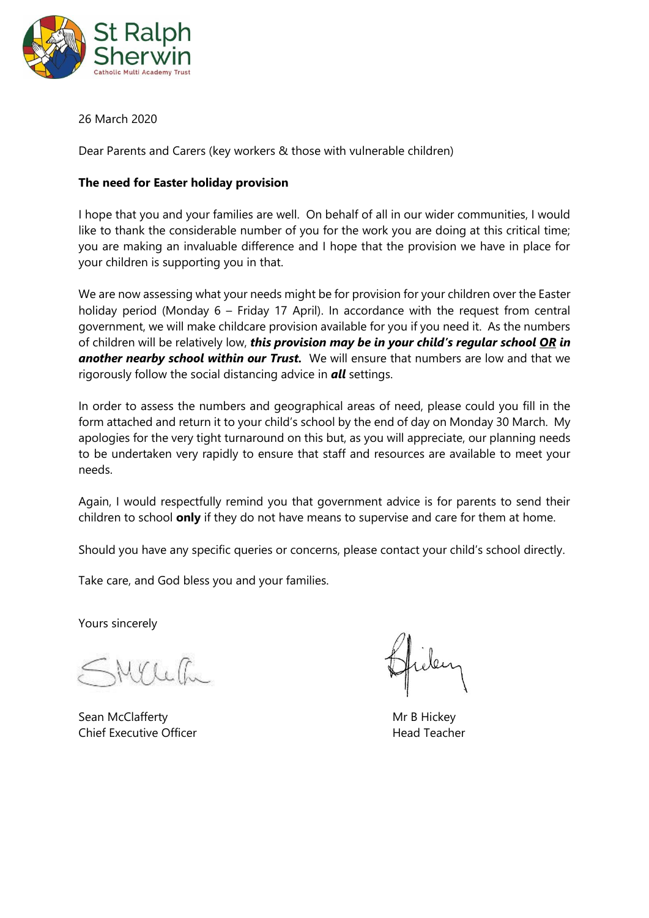St Ralph Sherwin

Catholic Multi Academy Trust

26 March 2020

Dear Parents and Carers (key workers & those with vulnerable children)

**The need for Easter holiday provision**

I hope that you and your families are well. On behalf of all in our wider communities, I would like to thank the considerable number of you for the work you are doing at this critical time; you are making an invaluable difference and I hope that the provision we have in place for your children is supporting you in that.

We are now assessing what your needs might be for provision for your children over the Easter holiday period (Monday 6 – Friday 17 April). In accordance with the request from central government, we will make childcare provision available for you if you need it. As the numbers of children will be relatively low, ***this provision may be in your child's regular school <u>OR</u> in another nearby school within our Trust.*** We will ensure that numbers are low and that we rigorously follow the social distancing advice in ***all*** settings.

In order to assess the numbers and geographical areas of need, please could you fill in the form attached and return it to your child's school by the end of day on Monday 30 March. My apologies for the very tight turnaround on this but, as you will appreciate, our planning needs to be undertaken very rapidly to ensure that staff and resources are available to meet your needs.

Again, I would respectfully remind you that government advice is for parents to send their children to school **only** if they do not have means to supervise and care for them at home.

Should you have any specific queries or concerns, please contact your child's school directly.

Take care, and God bless you and your families.

Yours sincerely

Sean McClafferty
Chief Executive Officer

Mr B Hickey
Head Teacher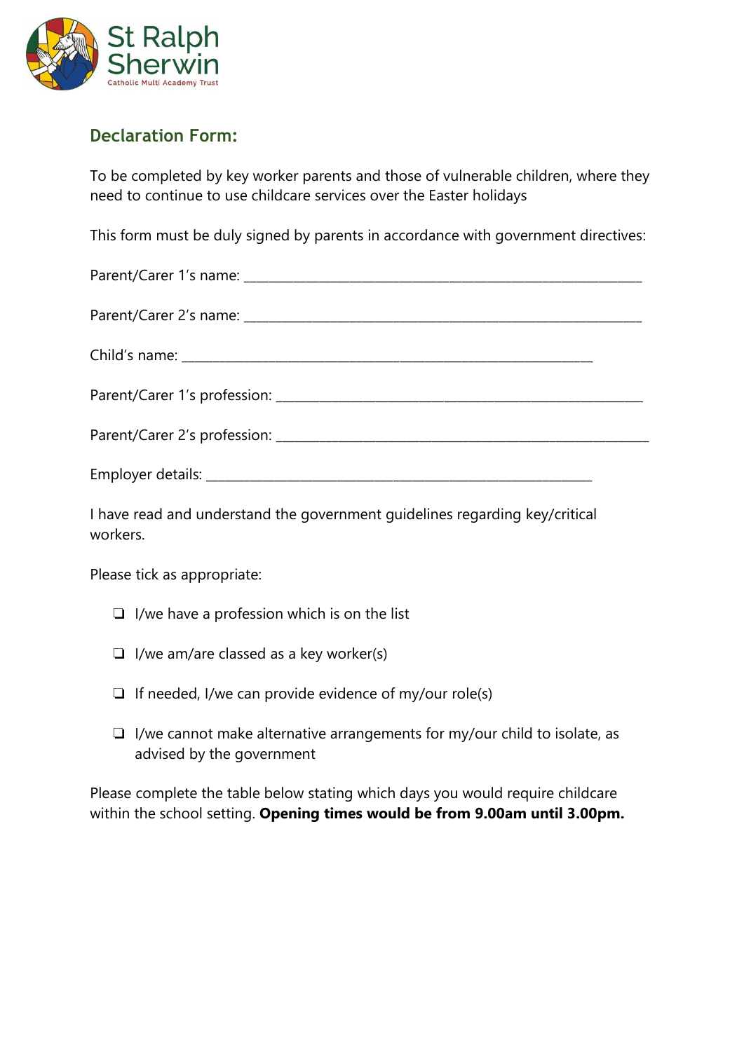St Ralph Sherwin
Catholic Multi Academy Trust

## Declaration Form:

To be completed by key worker parents and those of vulnerable children, where they need to continue to use childcare services over the Easter holidays

This form must be duly signed by parents in accordance with government directives:

Parent/Carer 1's name: ______________________________________________

Parent/Carer 2's name: ______________________________________________

Child's name: ______________________________________________

Parent/Carer 1's profession: ______________________________________________

Parent/Carer 2's profession: ______________________________________________

Employer details: ______________________________________________

I have read and understand the government guidelines regarding key/critical workers.

Please tick as appropriate:

- ❑ I/we have a profession which is on the list
- ❑ I/we am/are classed as a key worker(s)
- ❑ If needed, I/we can provide evidence of my/our role(s)
- ❑ I/we cannot make alternative arrangements for my/our child to isolate, as advised by the government

Please complete the table below stating which days you would require childcare within the school setting. **Opening times would be from 9.00am until 3.00pm.**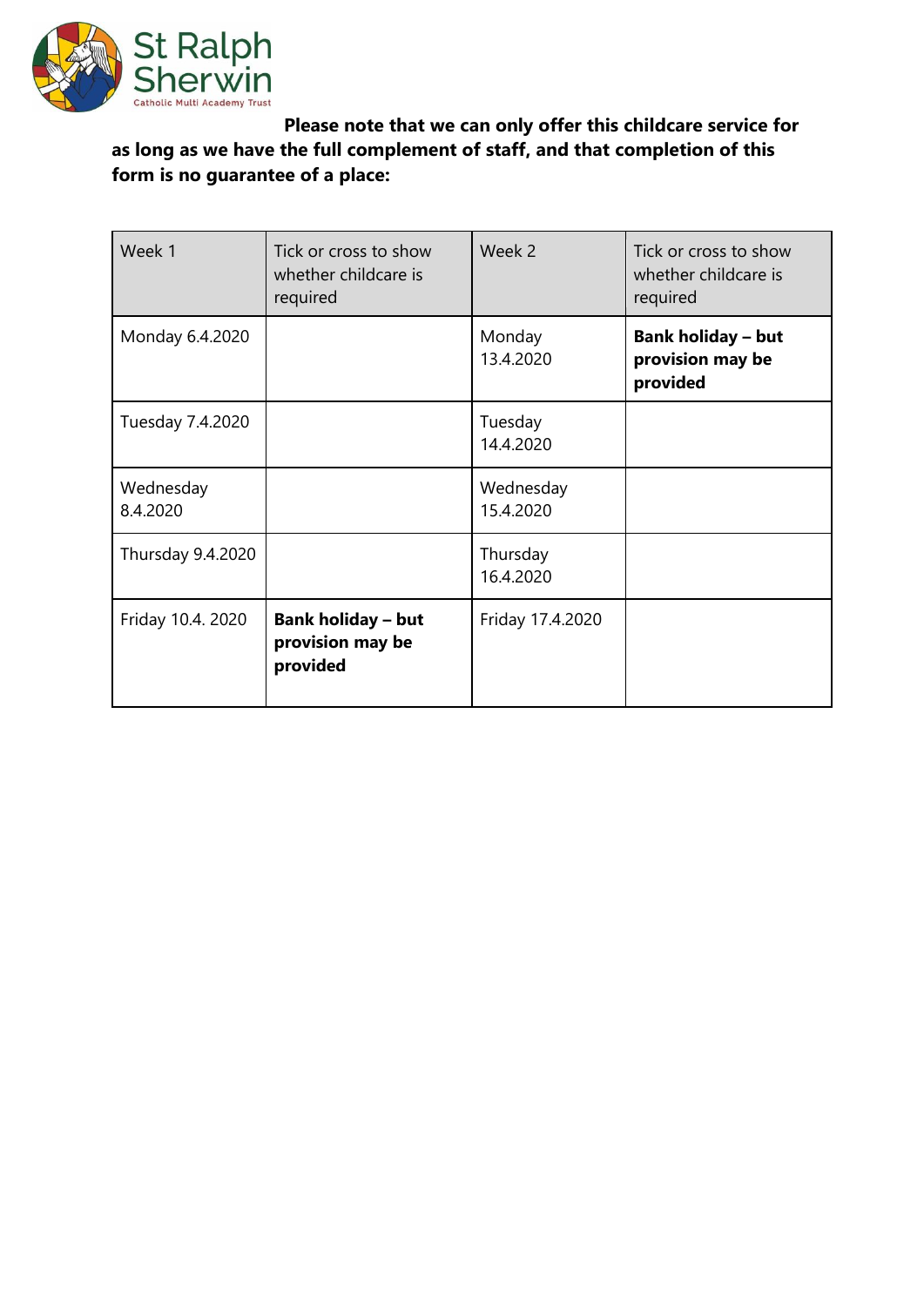**Please note that we can only offer this childcare service for as long as we have the full complement of staff, and that completion of this form is no guarantee of a place:**

| Week 1 | Tick or cross to show whether childcare is required | Week 2 | Tick or cross to show whether childcare is required |
|---|---|---|---|
| Monday 6.4.2020 | | Monday 13.4.2020 | **Bank holiday – but provision may be provided** |
| Tuesday 7.4.2020 | | Tuesday 14.4.2020 | |
| Wednesday 8.4.2020 | | Wednesday 15.4.2020 | |
| Thursday 9.4.2020 | | Thursday 16.4.2020 | |
| Friday 10.4. 2020 | **Bank holiday – but provision may be provided** | Friday 17.4.2020 | |